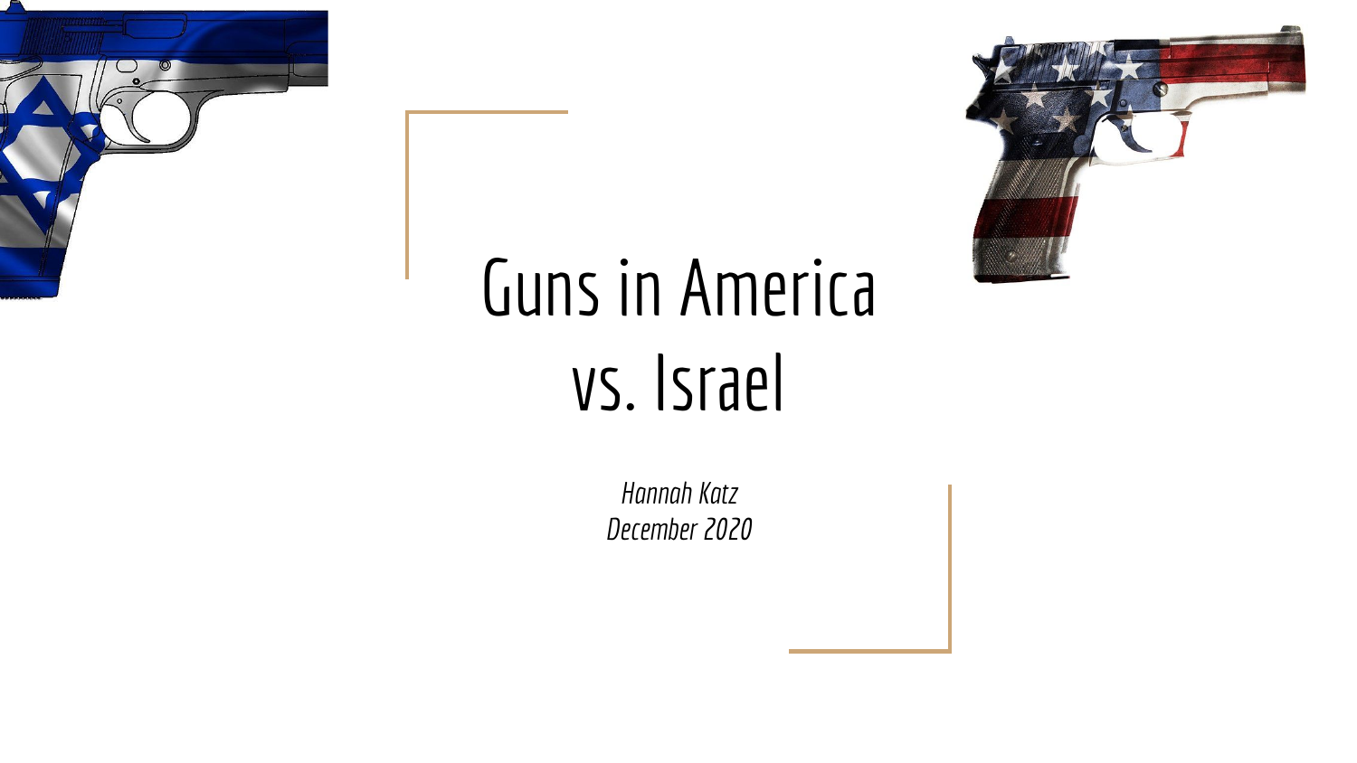# Guns in America vs. Israel

*Hannah Katz*
*December 2020*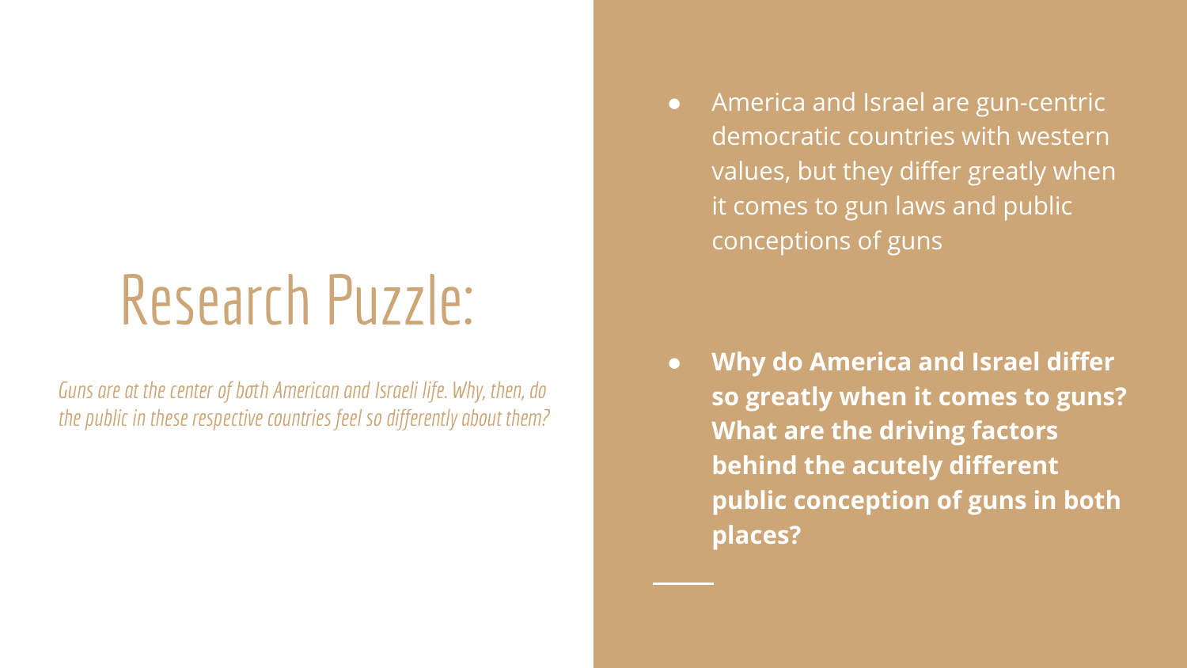# Research Puzzle:

*Guns are at the center of both American and Israeli life. Why, then, do the public in these respective countries feel so differently about them?*

- America and Israel are gun-centric democratic countries with western values, but they differ greatly when it comes to gun laws and public conceptions of guns

- **Why do America and Israel differ so greatly when it comes to guns? What are the driving factors behind the acutely different public conception of guns in both places?**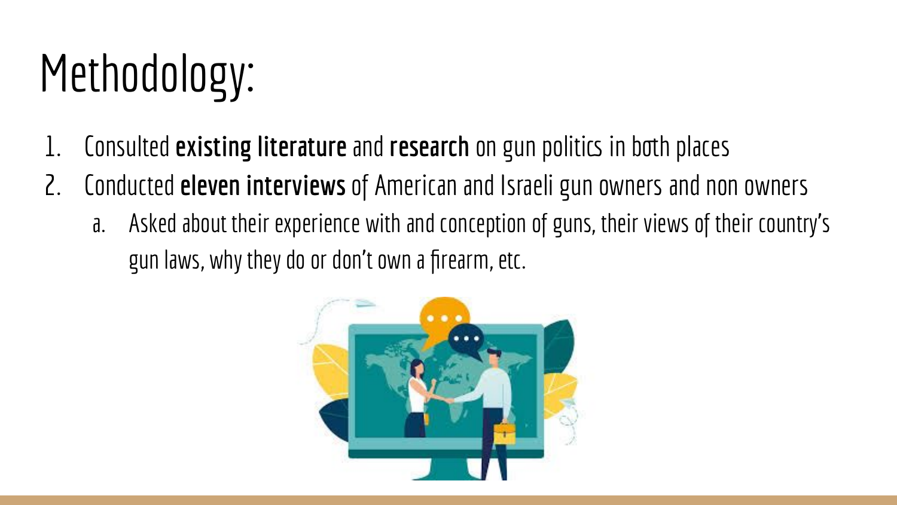# Methodology:

1. Consulted **existing literature** and **research** on gun politics in both places
2. Conducted **eleven interviews** of American and Israeli gun owners and non owners
   a. Asked about their experience with and conception of guns, their views of their country's gun laws, why they do or don't own a firearm, etc.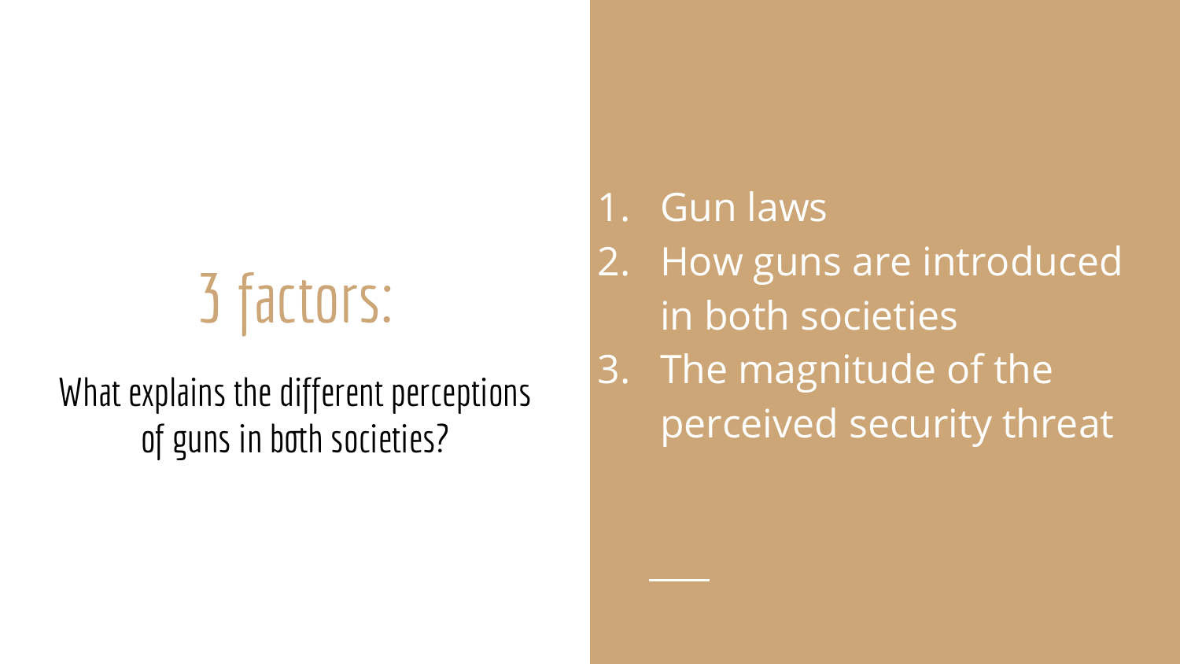# 3 factors:

What explains the different perceptions of guns in both societies?

1. Gun laws
2. How guns are introduced in both societies
3. The magnitude of the perceived security threat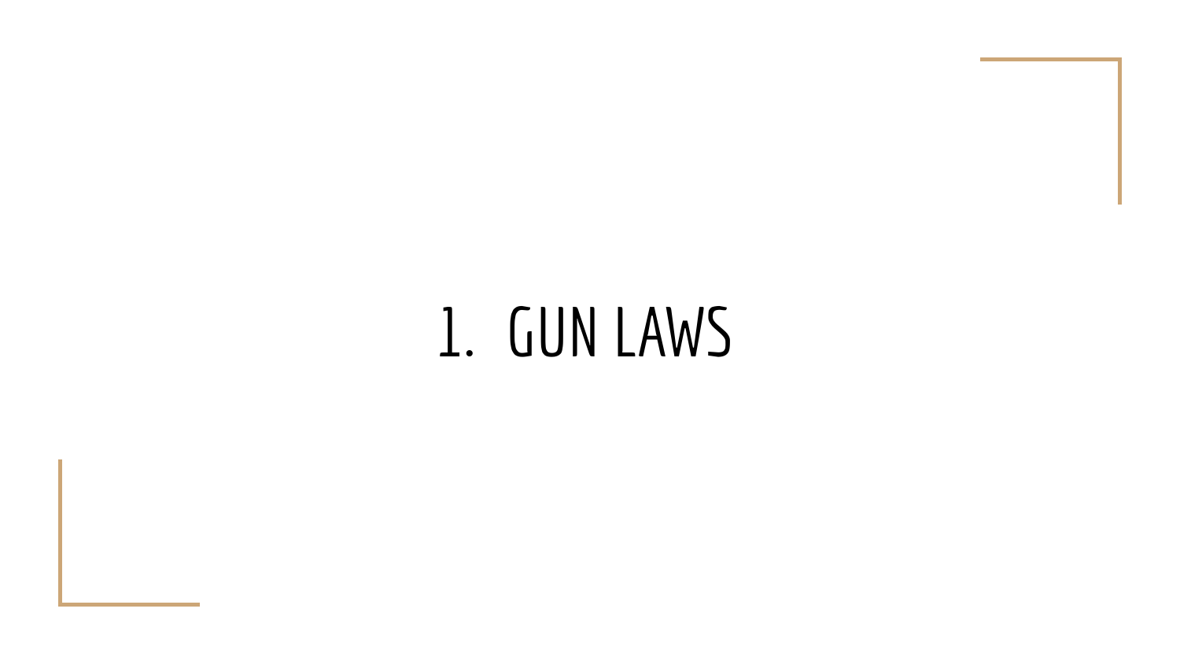# 1. GUN LAWS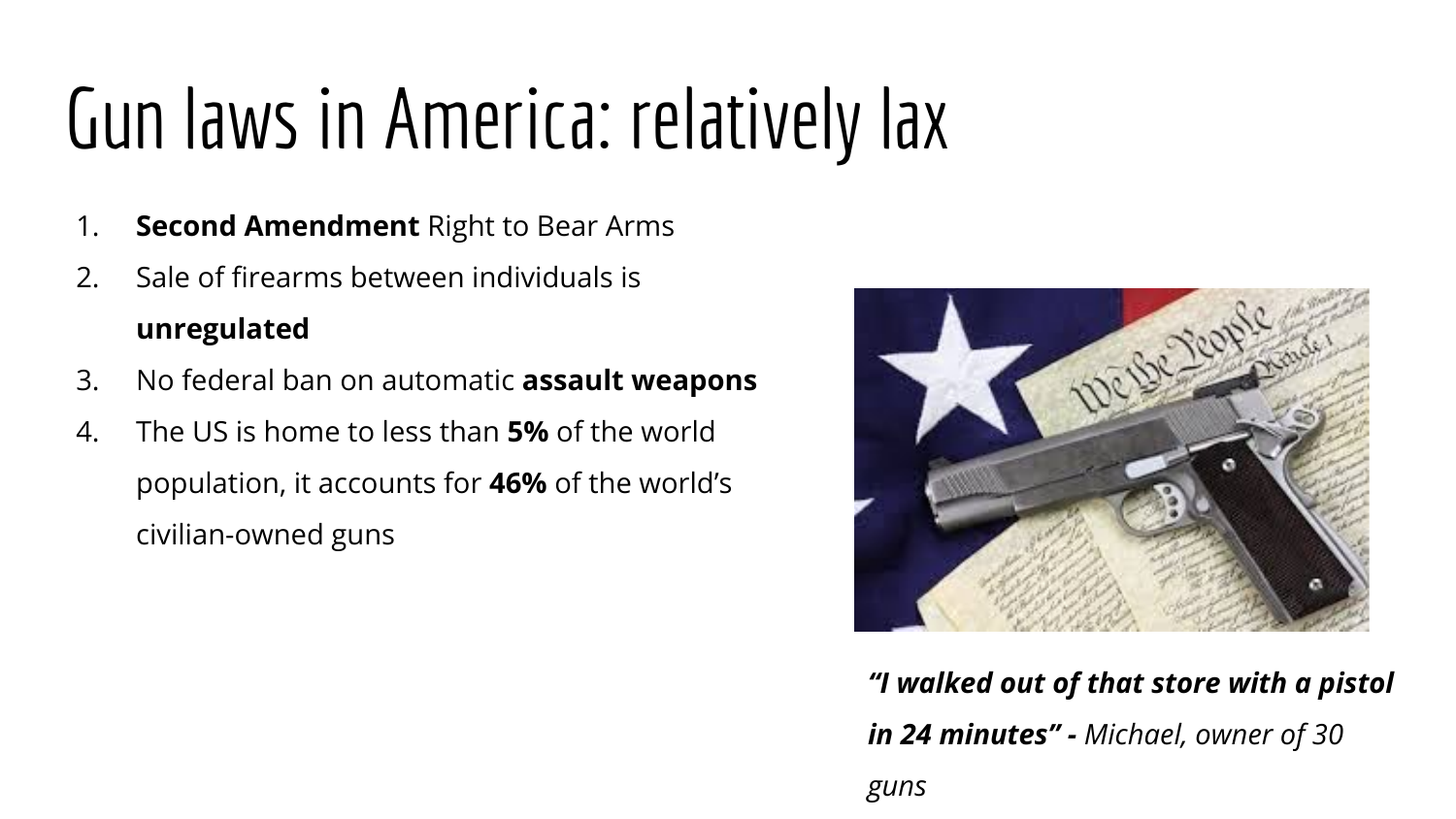# Gun laws in America: relatively lax

1. **Second Amendment** Right to Bear Arms
2. Sale of firearms between individuals is **unregulated**
3. No federal ban on automatic **assault weapons**
4. The US is home to less than **5%** of the world population, it accounts for **46%** of the world's civilian-owned guns

***"I walked out of that store with a pistol in 24 minutes" -*** *Michael, owner of 30 guns*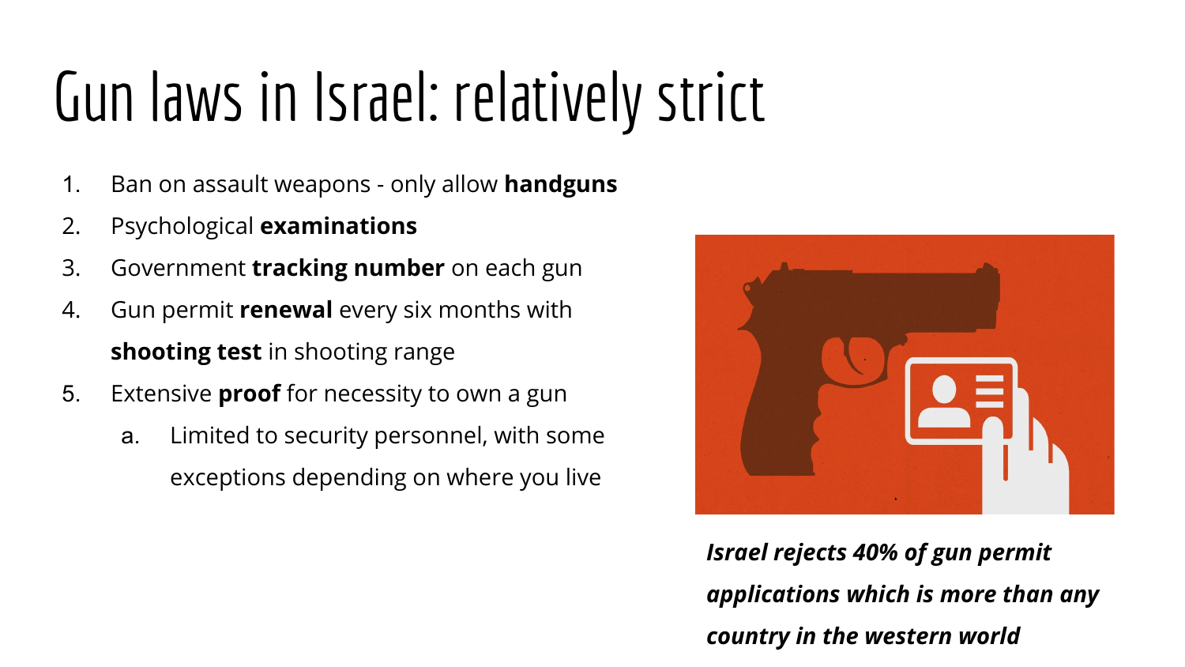# Gun laws in Israel: relatively strict

1. Ban on assault weapons - only allow **handguns**
2. Psychological **examinations**
3. Government **tracking number** on each gun
4. Gun permit **renewal** every six months with **shooting test** in shooting range
5. Extensive **proof** for necessity to own a gun
   a. Limited to security personnel, with some exceptions depending on where you live

***Israel rejects 40% of gun permit applications which is more than any country in the western world***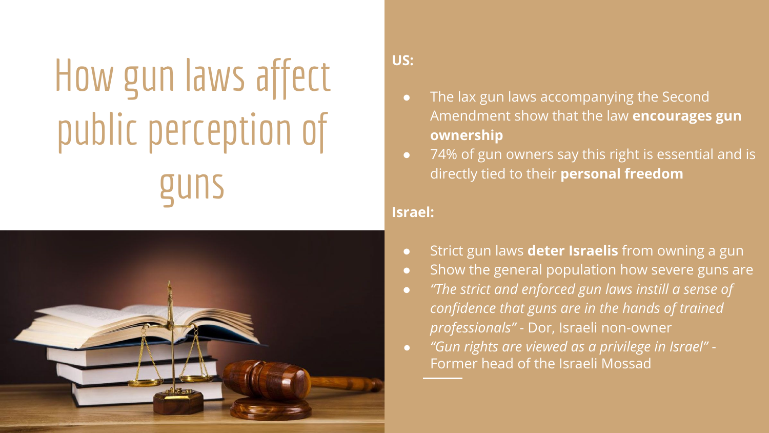# How gun laws affect public perception of guns

**US:**

- The lax gun laws accompanying the Second Amendment show that the law **encourages gun ownership**
- 74% of gun owners say this right is essential and is directly tied to their **personal freedom**

**Israel:**

- Strict gun laws **deter Israelis** from owning a gun
- Show the general population how severe guns are
- *"The strict and enforced gun laws instill a sense of confidence that guns are in the hands of trained professionals"* - Dor, Israeli non-owner
- *"Gun rights are viewed as a privilege in Israel"* - Former head of the Israeli Mossad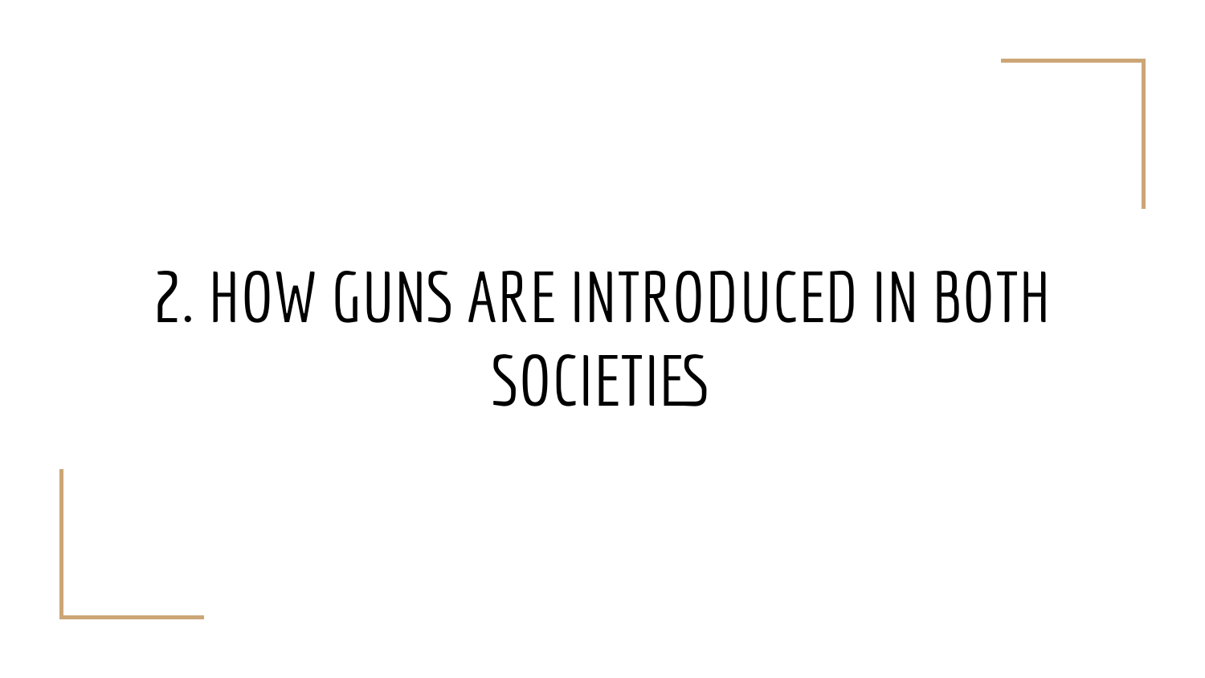# 2. HOW GUNS ARE INTRODUCED IN BOTH SOCIETIES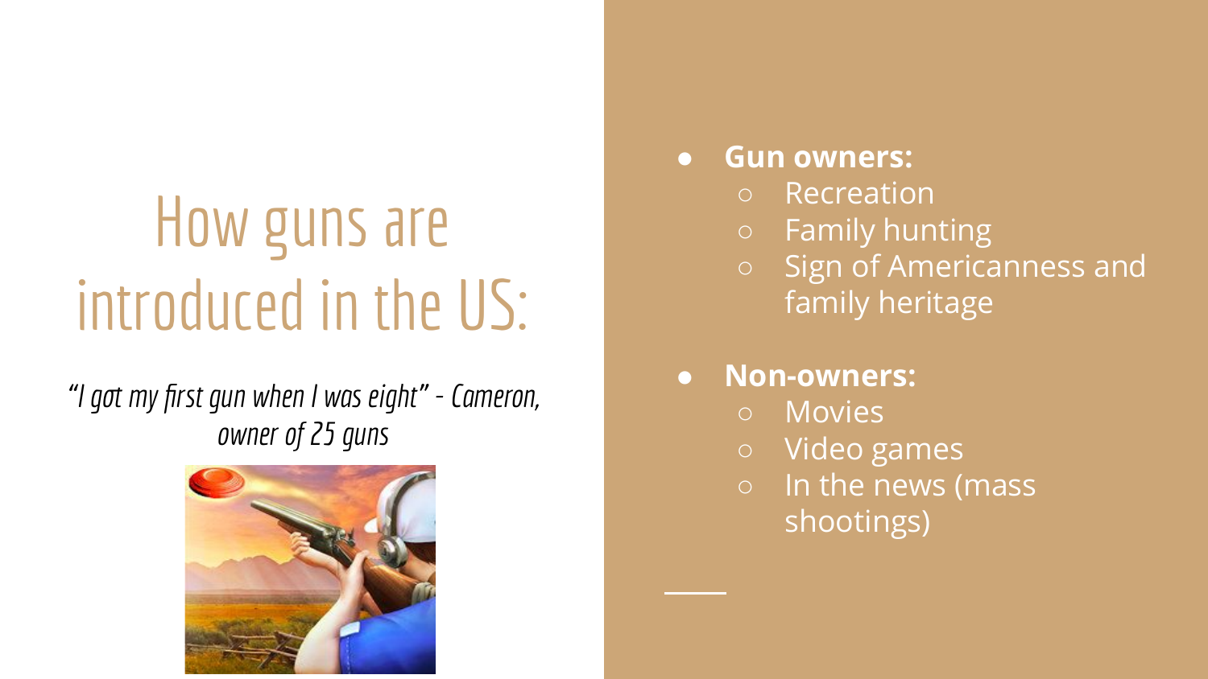# How guns are introduced in the US:

*"I got my first gun when I was eight" - Cameron, owner of 25 guns*

- **Gun owners:**
  - Recreation
  - Family hunting
  - Sign of Americanness and family heritage
- **Non-owners:**
  - Movies
  - Video games
  - In the news (mass shootings)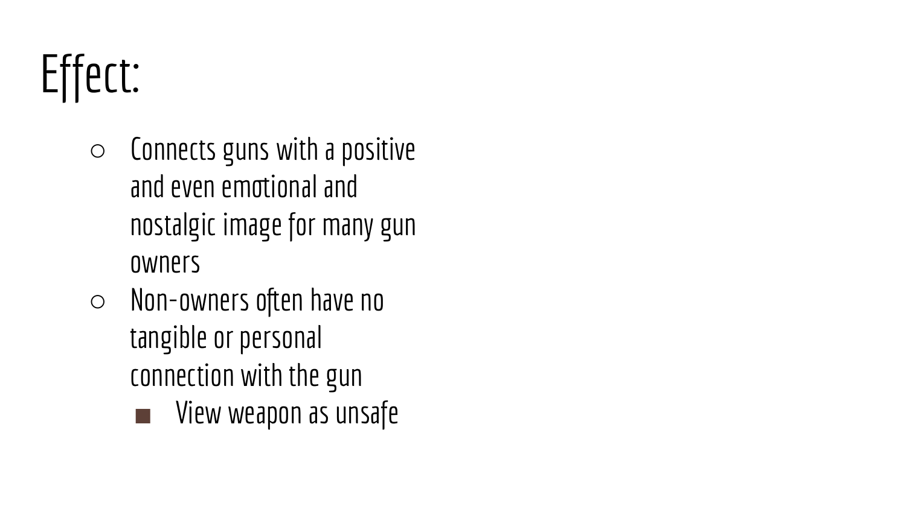# Effect:

- Connects guns with a positive and even emotional and nostalgic image for many gun owners
- Non-owners often have no tangible or personal connection with the gun
  - View weapon as unsafe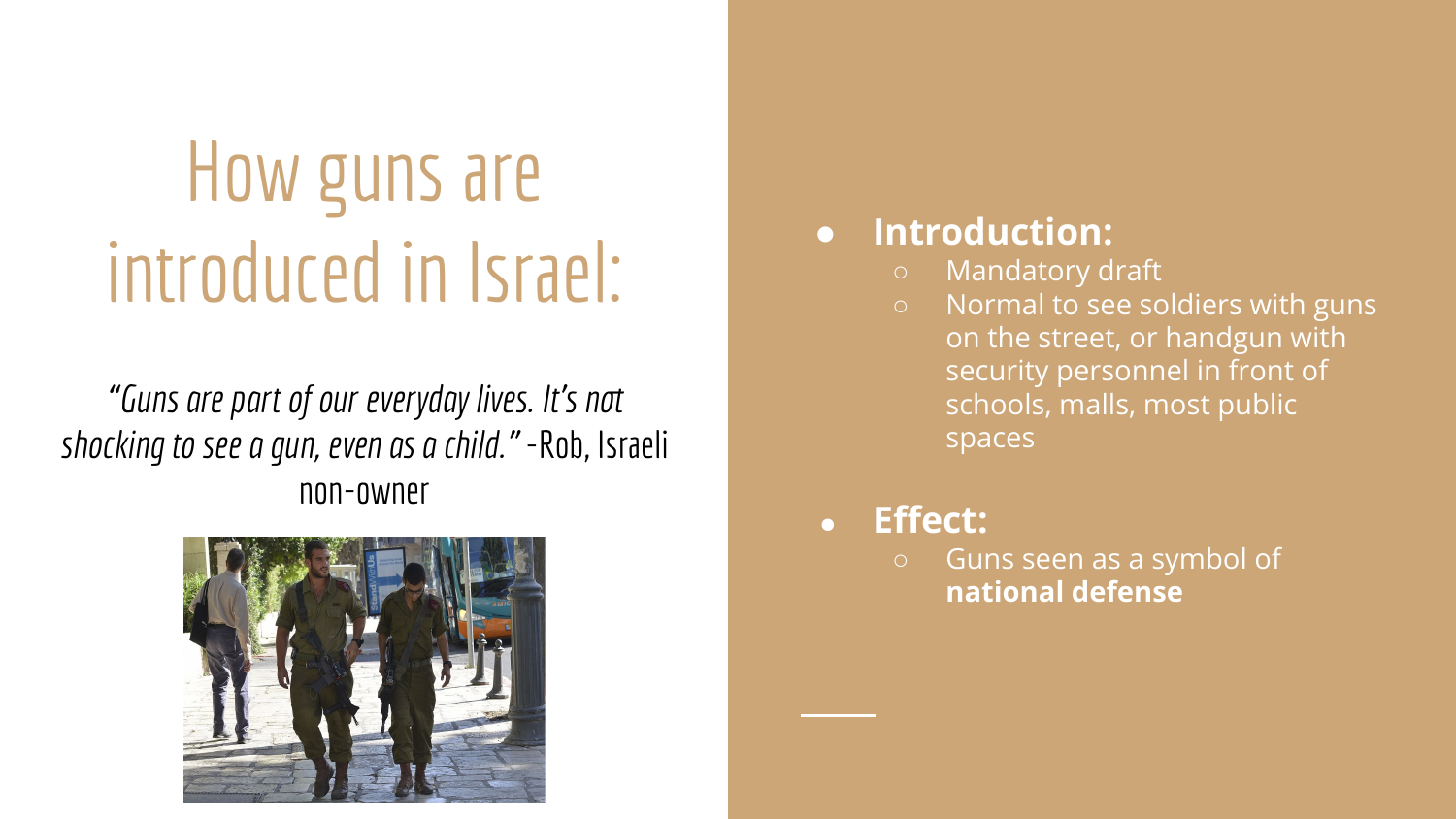# How guns are introduced in Israel:

*"Guns are part of our everyday lives. It's not shocking to see a gun, even as a child."* -Rob, Israeli non-owner

- **Introduction:**
  - Mandatory draft
  - Normal to see soldiers with guns on the street, or handgun with security personnel in front of schools, malls, most public spaces
- **Effect:**
  - Guns seen as a symbol of **national defense**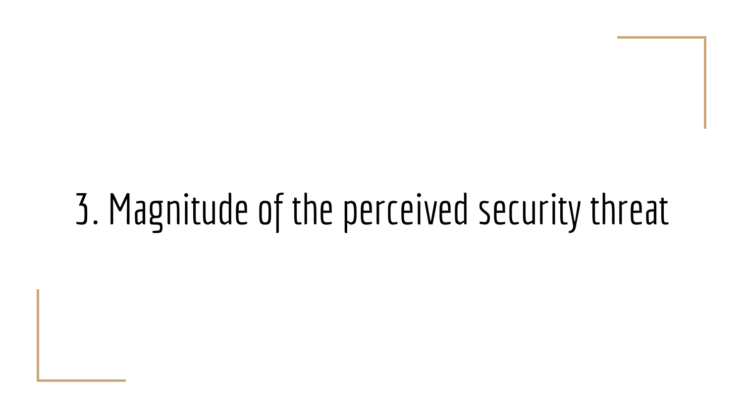# 3. Magnitude of the perceived security threat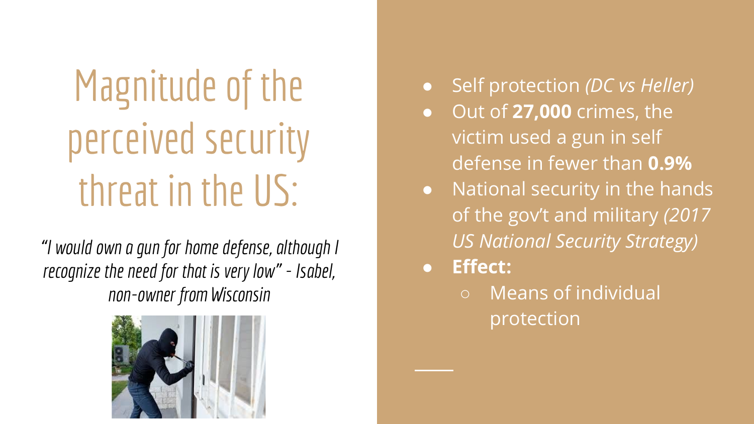# Magnitude of the perceived security threat in the US:

*"I would own a gun for home defense, although I recognize the need for that is very low" - Isabel, non-owner from Wisconsin*

- Self protection *(DC vs Heller)*
- Out of **27,000** crimes, the victim used a gun in self defense in fewer than **0.9%**
- National security in the hands of the gov't and military *(2017 US National Security Strategy)*
- **Effect:**
  - Means of individual protection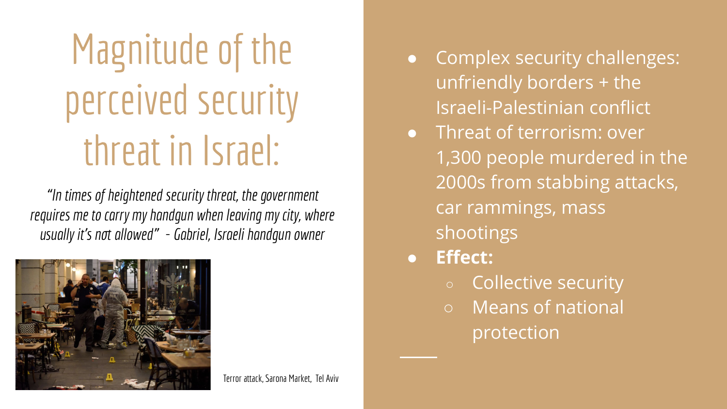# Magnitude of the perceived security threat in Israel:

*"In times of heightened security threat, the government requires me to carry my handgun when leaving my city, where usually it's not allowed" - Gabriel, Israeli handgun owner*

Terror attack, Sarona Market, Tel Aviv

- Complex security challenges: unfriendly borders + the Israeli-Palestinian conflict
- Threat of terrorism: over 1,300 people murdered in the 2000s from stabbing attacks, car rammings, mass shootings
- **Effect:**
  - Collective security
  - Means of national protection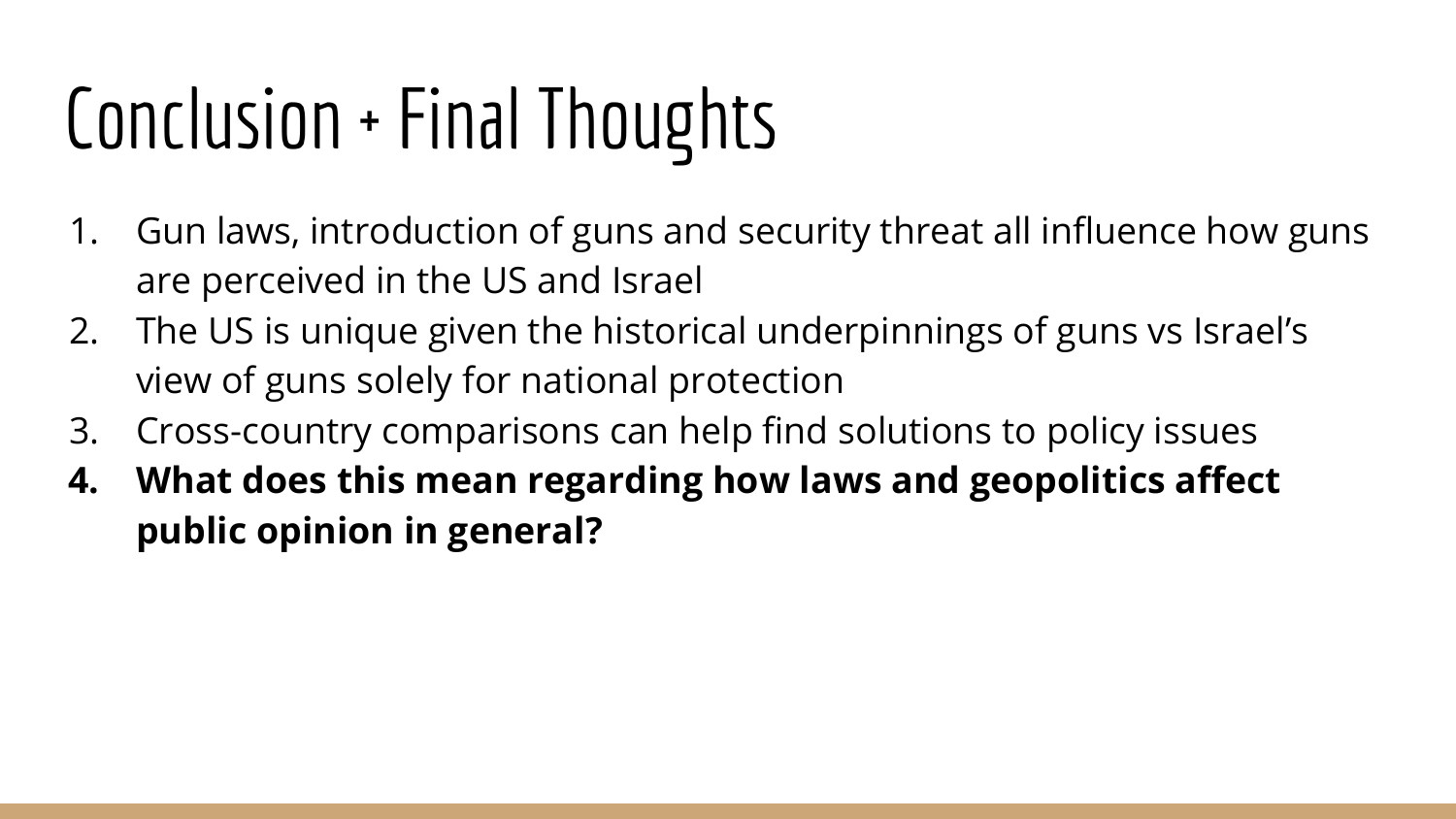# Conclusion + Final Thoughts

1. Gun laws, introduction of guns and security threat all influence how guns are perceived in the US and Israel
2. The US is unique given the historical underpinnings of guns vs Israel's view of guns solely for national protection
3. Cross-country comparisons can help find solutions to policy issues
4. **What does this mean regarding how laws and geopolitics affect public opinion in general?**